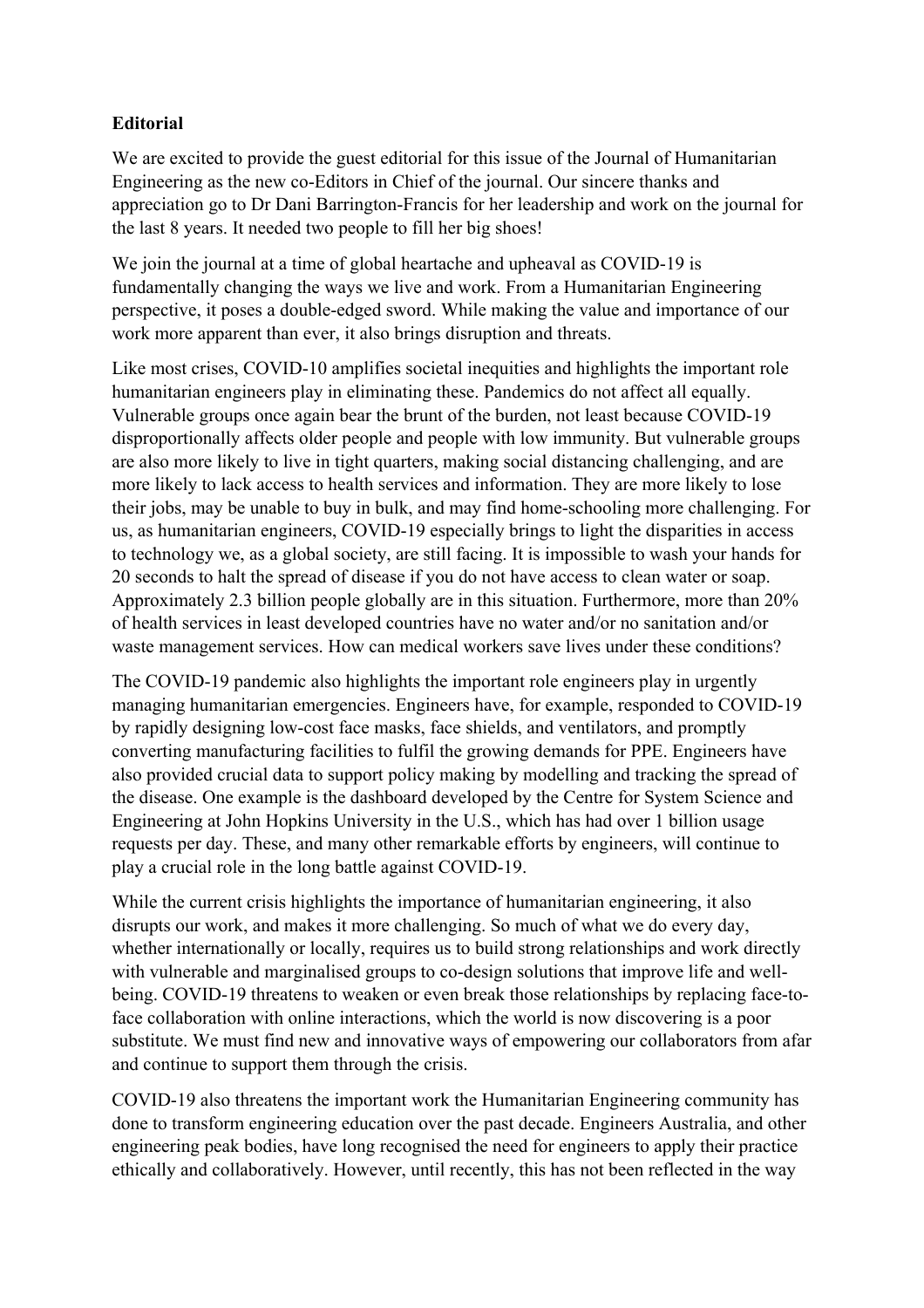**Editorial**

We are excited to provide the guest editorial for this issue of the Journal of Humanitarian Engineering as the new co-Editors in Chief of the journal. Our sincere thanks and appreciation go to Dr Dani Barrington-Francis for her leadership and work on the journal for the last 8 years. It needed two people to fill her big shoes!

We join the journal at a time of global heartache and upheaval as COVID-19 is fundamentally changing the ways we live and work. From a Humanitarian Engineering perspective, it poses a double-edged sword. While making the value and importance of our work more apparent than ever, it also brings disruption and threats.

Like most crises, COVID-10 amplifies societal inequities and highlights the important role humanitarian engineers play in eliminating these. Pandemics do not affect all equally. Vulnerable groups once again bear the brunt of the burden, not least because COVID-19 disproportionally affects older people and people with low immunity. But vulnerable groups are also more likely to live in tight quarters, making social distancing challenging, and are more likely to lack access to health services and information. They are more likely to lose their jobs, may be unable to buy in bulk, and may find home-schooling more challenging. For us, as humanitarian engineers, COVID-19 especially brings to light the disparities in access to technology we, as a global society, are still facing. It is impossible to wash your hands for 20 seconds to halt the spread of disease if you do not have access to clean water or soap. Approximately 2.3 billion people globally are in this situation. Furthermore, more than 20% of health services in least developed countries have no water and/or no sanitation and/or waste management services. How can medical workers save lives under these conditions?

The COVID-19 pandemic also highlights the important role engineers play in urgently managing humanitarian emergencies. Engineers have, for example, responded to COVID-19 by rapidly designing low-cost face masks, face shields, and ventilators, and promptly converting manufacturing facilities to fulfil the growing demands for PPE. Engineers have also provided crucial data to support policy making by modelling and tracking the spread of the disease. One example is the dashboard developed by the Centre for System Science and Engineering at John Hopkins University in the U.S., which has had over 1 billion usage requests per day. These, and many other remarkable efforts by engineers, will continue to play a crucial role in the long battle against COVID-19.

While the current crisis highlights the importance of humanitarian engineering, it also disrupts our work, and makes it more challenging. So much of what we do every day, whether internationally or locally, requires us to build strong relationships and work directly with vulnerable and marginalised groups to co-design solutions that improve life and well-being. COVID-19 threatens to weaken or even break those relationships by replacing face-to-face collaboration with online interactions, which the world is now discovering is a poor substitute. We must find new and innovative ways of empowering our collaborators from afar and continue to support them through the crisis.

COVID-19 also threatens the important work the Humanitarian Engineering community has done to transform engineering education over the past decade. Engineers Australia, and other engineering peak bodies, have long recognised the need for engineers to apply their practice ethically and collaboratively. However, until recently, this has not been reflected in the way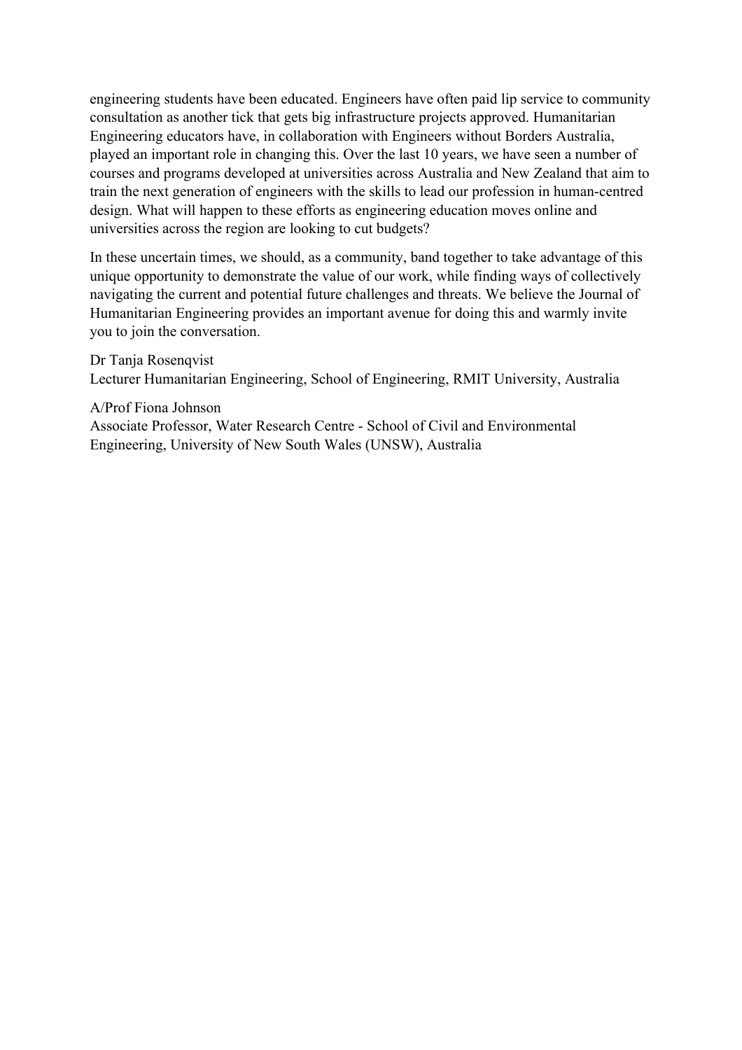engineering students have been educated. Engineers have often paid lip service to community consultation as another tick that gets big infrastructure projects approved. Humanitarian Engineering educators have, in collaboration with Engineers without Borders Australia, played an important role in changing this. Over the last 10 years, we have seen a number of courses and programs developed at universities across Australia and New Zealand that aim to train the next generation of engineers with the skills to lead our profession in human-centred design. What will happen to these efforts as engineering education moves online and universities across the region are looking to cut budgets?

In these uncertain times, we should, as a community, band together to take advantage of this unique opportunity to demonstrate the value of our work, while finding ways of collectively navigating the current and potential future challenges and threats. We believe the Journal of Humanitarian Engineering provides an important avenue for doing this and warmly invite you to join the conversation.

Dr Tanja Rosenqvist
Lecturer Humanitarian Engineering, School of Engineering, RMIT University, Australia

A/Prof Fiona Johnson
Associate Professor, Water Research Centre - School of Civil and Environmental Engineering, University of New South Wales (UNSW), Australia